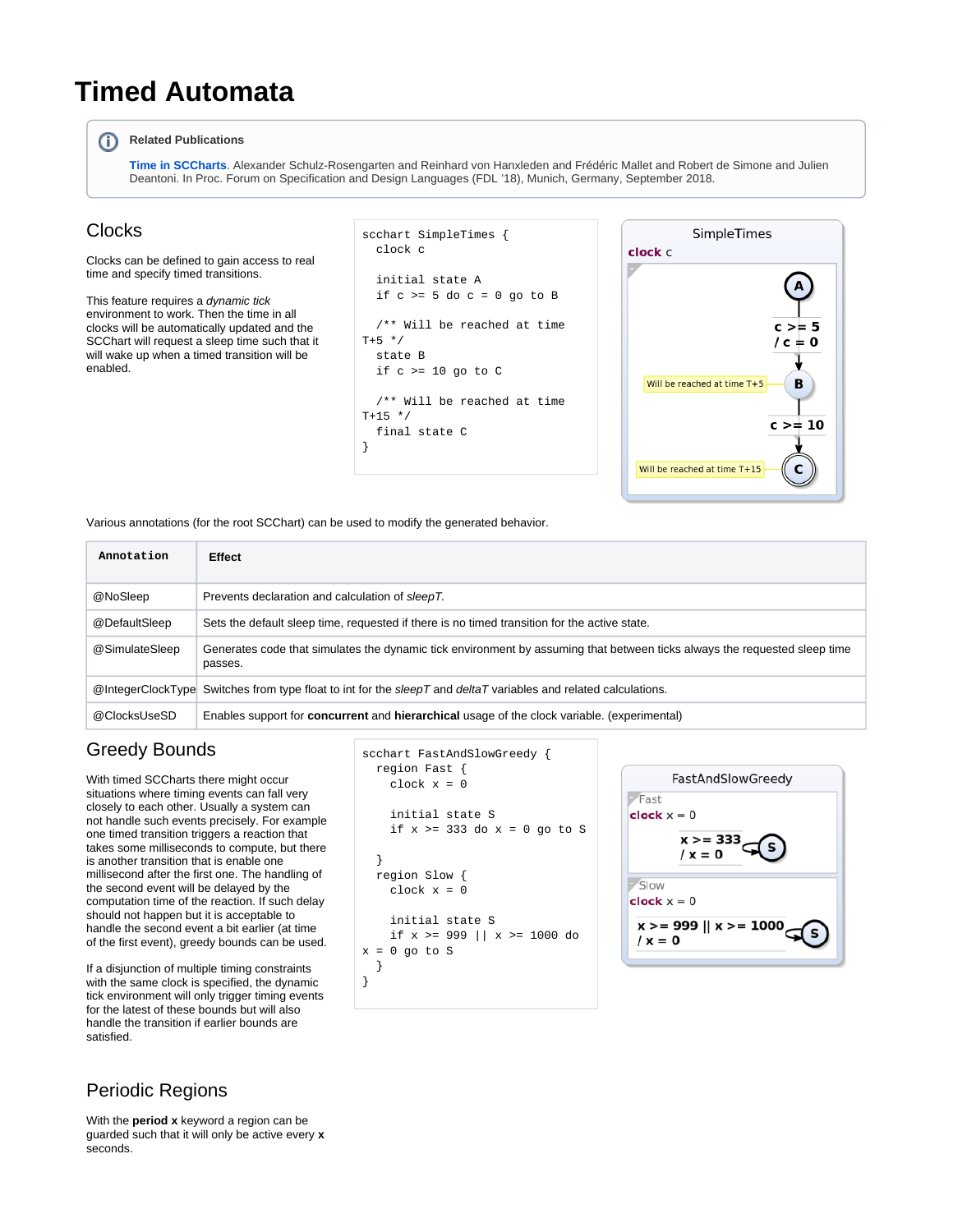# Timed Automata

> **Related Publications**
>
> Time in SCCharts. Alexander Schulz-Rosengarten and Reinhard von Hanxleden and Frédéric Mallet and Robert de Simone and Julien Deantoni. In Proc. Forum on Specification and Design Languages (FDL '18), Munich, Germany, September 2018.

## Clocks

Clocks can be defined to gain access to real time and specify timed transitions.

This feature requires a *dynamic tick* environment to work. Then the time in all clocks will be automatically updated and the SCChart will request a sleep time such that it will wake up when a timed transition will be enabled.

```
scchart SimpleTimes {
  clock c

  initial state A
  if c >= 5 do c = 0 go to B

  /** Will be reached at time T+5 */
  state B
  if c >= 10 go to C

  /** Will be reached at time T+15 */
  final state C
}
```

Various annotations (for the root SCChart) can be used to modify the generated behavior.

| Annotation | Effect |
|---|---|
| @NoSleep | Prevents declaration and calculation of *sleepT*. |
| @DefaultSleep | Sets the default sleep time, requested if there is no timed transition for the active state. |
| @SimulateSleep | Generates code that simulates the dynamic tick environment by assuming that between ticks always the requested sleep time passes. |
| @IntegerClockType | Switches from type float to int for the *sleepT* and *deltaT* variables and related calculations. |
| @ClocksUseSD | Enables support for **concurrent** and **hierarchical** usage of the clock variable. (experimental) |

## Greedy Bounds

With timed SCCharts there might occur situations where timing events can fall very closely to each other. Usually a system can not handle such events precisely. For example one timed transition triggers a reaction that takes some milliseconds to compute, but there is another transition that is enable one millisecond after the first one. The handling of the second event will be delayed by the computation time of the reaction. If such delay should not happen but it is acceptable to handle the second event a bit earlier (at time of the first event), greedy bounds can be used.

If a disjunction of multiple timing constraints with the same clock is specified, the dynamic tick environment will only trigger timing events for the latest of these bounds but will also handle the transition if earlier bounds are satisfied.

```
scchart FastAndSlowGreedy {
  region Fast {
    clock x = 0

    initial state S
    if x >= 333 do x = 0 go to S

  }
  region Slow {
    clock x = 0

    initial state S
    if x >= 999 || x >= 1000 do x = 0 go to S
  }
}
```

## Periodic Regions

With the **period x** keyword a region can be guarded such that it will only be active every **x** seconds.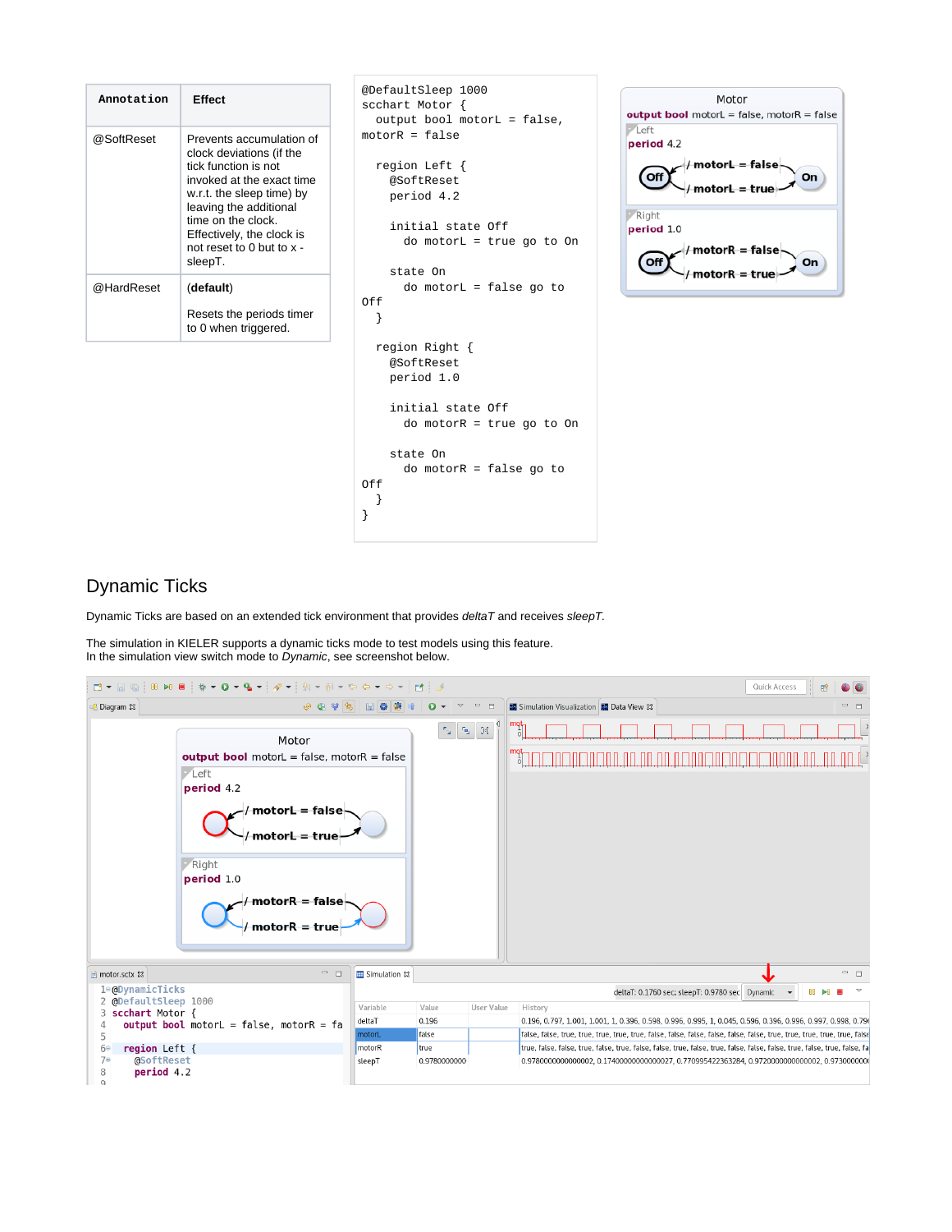| Annotation | Effect |
|---|---|
| @SoftReset | Prevents accumulation of clock deviations (if the tick function is not invoked at the exact time w.r.t. the sleep time) by leaving the additional time on the clock. Effectively, the clock is not reset to 0 but to x - sleepT. |
| @HardReset | **(default)** Resets the periods timer to 0 when triggered. |

```
@DefaultSleep 1000
scchart Motor {
  output bool motorL = false,
motorR = false

  region Left {
    @SoftReset
    period 4.2

    initial state Off
      do motorL = true go to On

    state On
      do motorL = false go to
Off
  }

  region Right {
    @SoftReset
    period 1.0

    initial state Off
      do motorR = true go to On

    state On
      do motorR = false go to
Off
  }
}
```

Motor
output bool motorL = false, motorR = false
Left
period 4.2
Off
/ motorL = false
/ motorL = true
On
Right
period 1.0
Off
/ motorR = false
/ motorR = true
On

## Dynamic Ticks

Dynamic Ticks are based on an extended tick environment that provides *deltaT* and receives *sleepT.*

The simulation in KIELER supports a dynamic ticks mode to test models using this feature.
In the simulation view switch mode to *Dynamic*, see screenshot below.